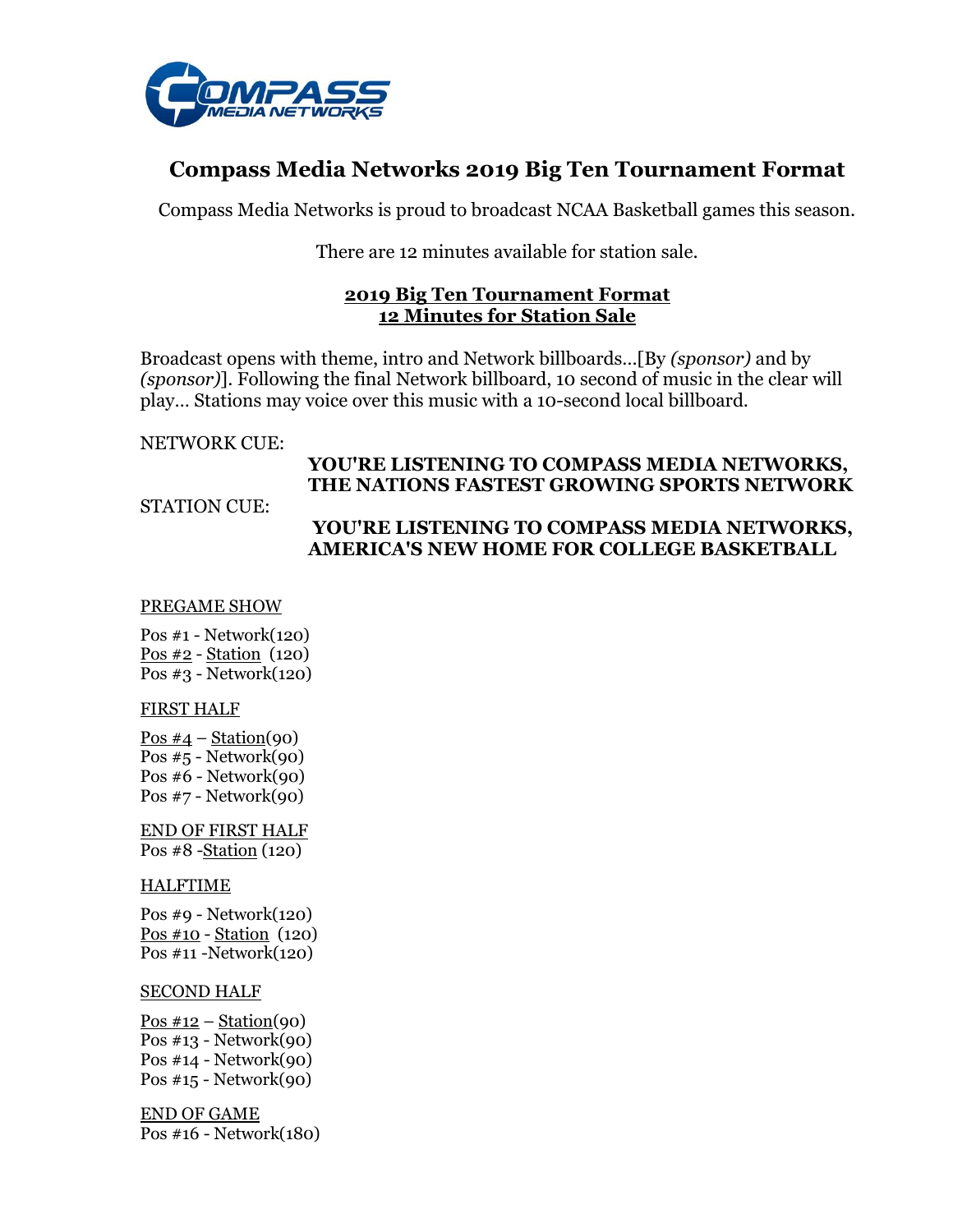# Compass Media Networks 2019 Big Ten Tournament Format

Compass Media Networks is proud to broadcast NCAA Basketball games this season.

There are 12 minutes available for station sale.

## 2019 Big Ten Tournament Format
## 12 Minutes for Station Sale

Broadcast opens with theme, intro and Network billboards...[By *(sponsor)* and by *(sponsor)*]. Following the final Network billboard, 10 second of music in the clear will play... Stations may voice over this music with a 10-second local billboard.

NETWORK CUE:

**YOU'RE LISTENING TO COMPASS MEDIA NETWORKS, THE NATIONS FASTEST GROWING SPORTS NETWORK**

STATION CUE:

**YOU'RE LISTENING TO COMPASS MEDIA NETWORKS, AMERICA'S NEW HOME FOR COLLEGE BASKETBALL**

PREGAME SHOW

Pos #1 - Network(120)
Pos #2 - Station (120)
Pos #3 - Network(120)

FIRST HALF

Pos #4 – Station(90)
Pos #5 - Network(90)
Pos #6 - Network(90)
Pos #7 - Network(90)

END OF FIRST HALF

Pos #8 -Station (120)

HALFTIME

Pos #9 - Network(120)
Pos #10 - Station (120)
Pos #11 -Network(120)

SECOND HALF

Pos #12 – Station(90)
Pos #13 - Network(90)
Pos #14 - Network(90)
Pos #15 - Network(90)

END OF GAME

Pos #16 - Network(180)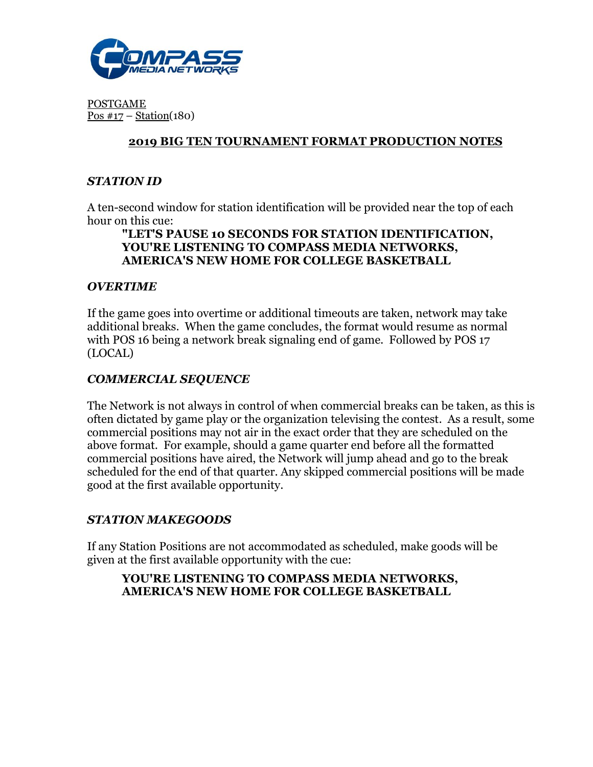POSTGAME
Pos #17 – Station(180)

## 2019 BIG TEN TOURNAMENT FORMAT PRODUCTION NOTES

### *STATION ID*

A ten-second window for station identification will be provided near the top of each hour on this cue:

> **"LET'S PAUSE 10 SECONDS FOR STATION IDENTIFICATION, YOU'RE LISTENING TO COMPASS MEDIA NETWORKS, AMERICA'S NEW HOME FOR COLLEGE BASKETBALL**

### *OVERTIME*

If the game goes into overtime or additional timeouts are taken, network may take additional breaks. When the game concludes, the format would resume as normal with POS 16 being a network break signaling end of game. Followed by POS 17 (LOCAL)

### *COMMERCIAL SEQUENCE*

The Network is not always in control of when commercial breaks can be taken, as this is often dictated by game play or the organization televising the contest. As a result, some commercial positions may not air in the exact order that they are scheduled on the above format. For example, should a game quarter end before all the formatted commercial positions have aired, the Network will jump ahead and go to the break scheduled for the end of that quarter. Any skipped commercial positions will be made good at the first available opportunity.

### *STATION MAKEGOODS*

If any Station Positions are not accommodated as scheduled, make goods will be given at the first available opportunity with the cue:

> **YOU'RE LISTENING TO COMPASS MEDIA NETWORKS, AMERICA'S NEW HOME FOR COLLEGE BASKETBALL**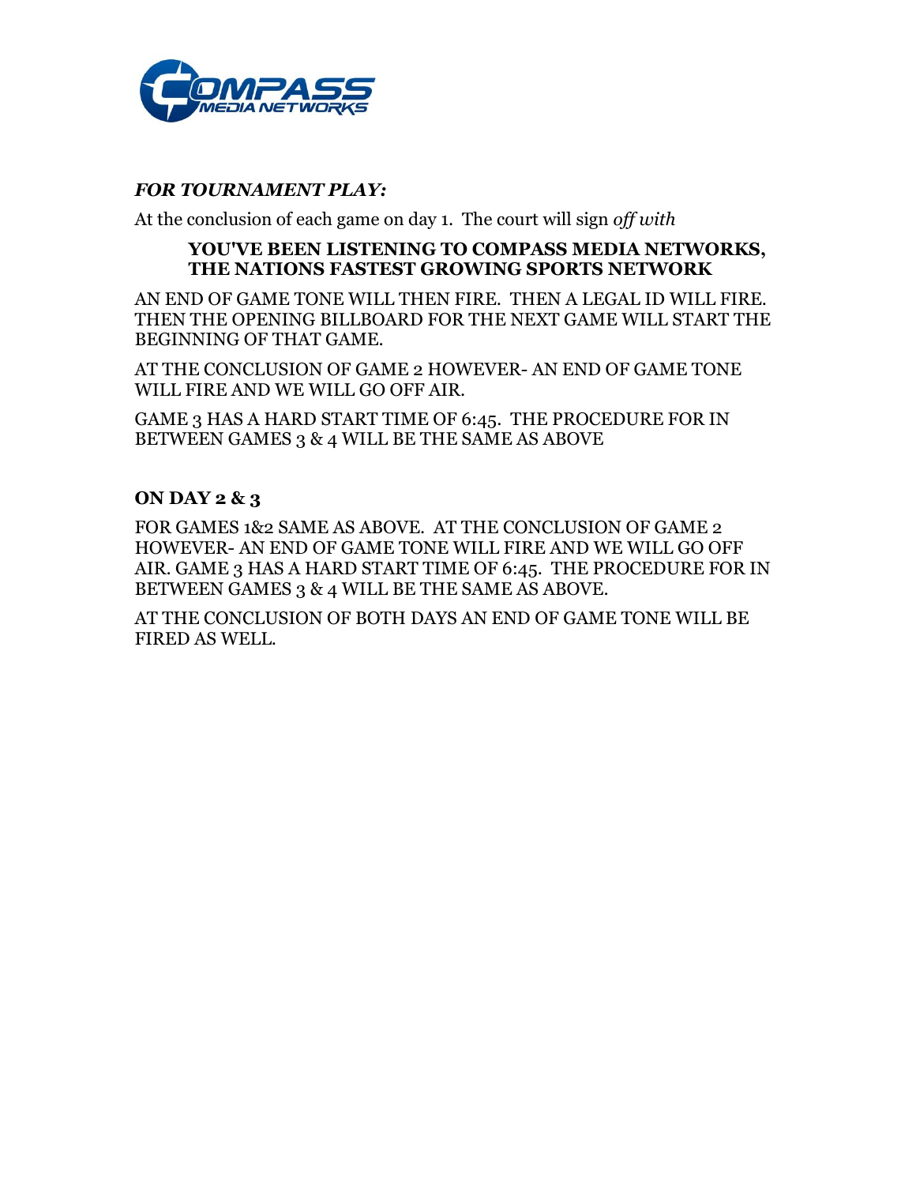### *FOR TOURNAMENT PLAY:*

At the conclusion of each game on day 1. The court will sign *off with*

> **YOU'VE BEEN LISTENING TO COMPASS MEDIA NETWORKS, THE NATIONS FASTEST GROWING SPORTS NETWORK**

AN END OF GAME TONE WILL THEN FIRE. THEN A LEGAL ID WILL FIRE. THEN THE OPENING BILLBOARD FOR THE NEXT GAME WILL START THE BEGINNING OF THAT GAME.

AT THE CONCLUSION OF GAME 2 HOWEVER- AN END OF GAME TONE WILL FIRE AND WE WILL GO OFF AIR.

GAME 3 HAS A HARD START TIME OF 6:45. THE PROCEDURE FOR IN BETWEEN GAMES 3 & 4 WILL BE THE SAME AS ABOVE

### ON DAY 2 & 3

FOR GAMES 1&2 SAME AS ABOVE. AT THE CONCLUSION OF GAME 2 HOWEVER- AN END OF GAME TONE WILL FIRE AND WE WILL GO OFF AIR. GAME 3 HAS A HARD START TIME OF 6:45. THE PROCEDURE FOR IN BETWEEN GAMES 3 & 4 WILL BE THE SAME AS ABOVE.

AT THE CONCLUSION OF BOTH DAYS AN END OF GAME TONE WILL BE FIRED AS WELL.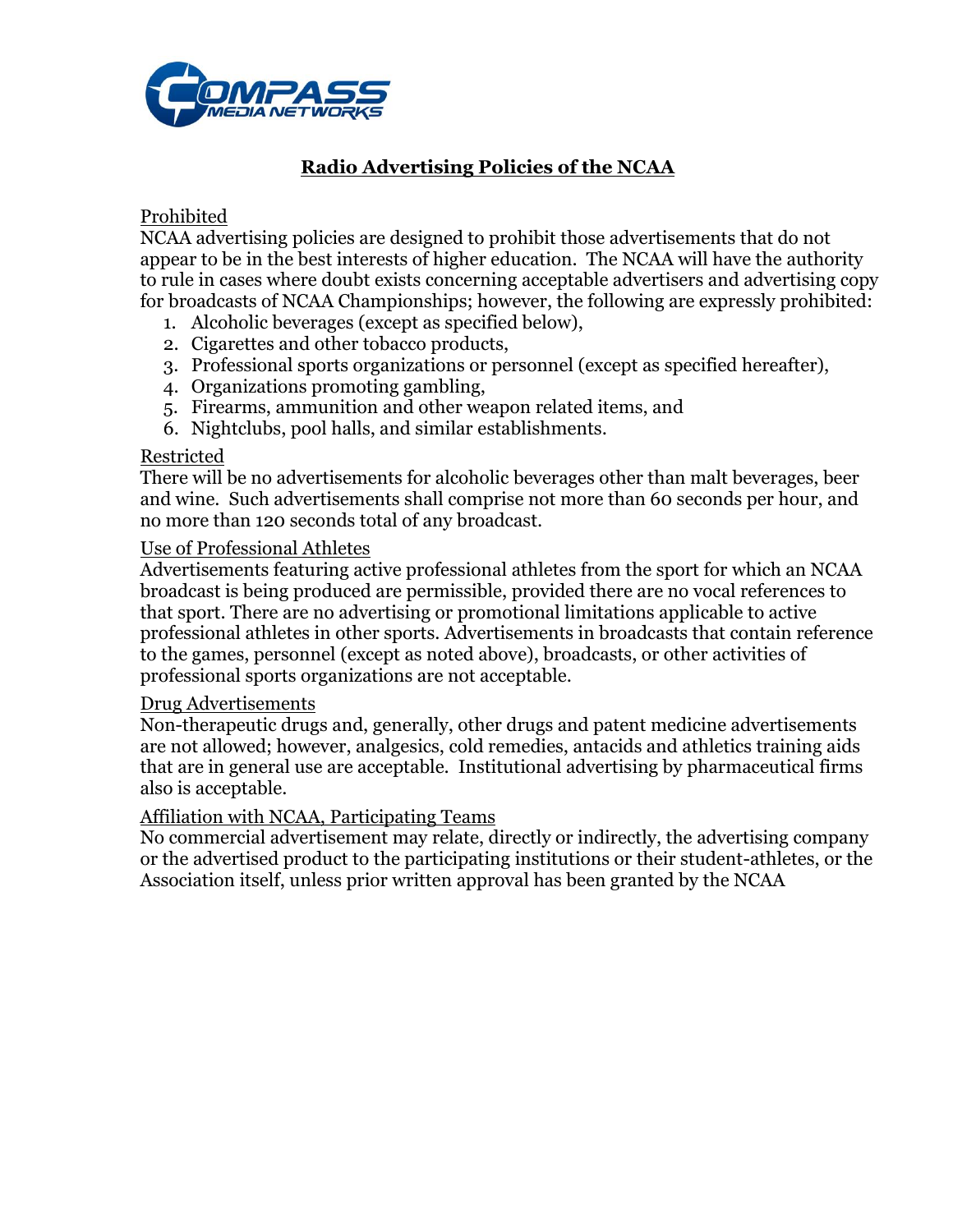## Radio Advertising Policies of the NCAA

Prohibited

NCAA advertising policies are designed to prohibit those advertisements that do not appear to be in the best interests of higher education. The NCAA will have the authority to rule in cases where doubt exists concerning acceptable advertisers and advertising copy for broadcasts of NCAA Championships; however, the following are expressly prohibited:

1. Alcoholic beverages (except as specified below),
2. Cigarettes and other tobacco products,
3. Professional sports organizations or personnel (except as specified hereafter),
4. Organizations promoting gambling,
5. Firearms, ammunition and other weapon related items, and
6. Nightclubs, pool halls, and similar establishments.

Restricted

There will be no advertisements for alcoholic beverages other than malt beverages, beer and wine. Such advertisements shall comprise not more than 60 seconds per hour, and no more than 120 seconds total of any broadcast.

Use of Professional Athletes

Advertisements featuring active professional athletes from the sport for which an NCAA broadcast is being produced are permissible, provided there are no vocal references to that sport. There are no advertising or promotional limitations applicable to active professional athletes in other sports. Advertisements in broadcasts that contain reference to the games, personnel (except as noted above), broadcasts, or other activities of professional sports organizations are not acceptable.

Drug Advertisements

Non-therapeutic drugs and, generally, other drugs and patent medicine advertisements are not allowed; however, analgesics, cold remedies, antacids and athletics training aids that are in general use are acceptable. Institutional advertising by pharmaceutical firms also is acceptable.

Affiliation with NCAA, Participating Teams

No commercial advertisement may relate, directly or indirectly, the advertising company or the advertised product to the participating institutions or their student-athletes, or the Association itself, unless prior written approval has been granted by the NCAA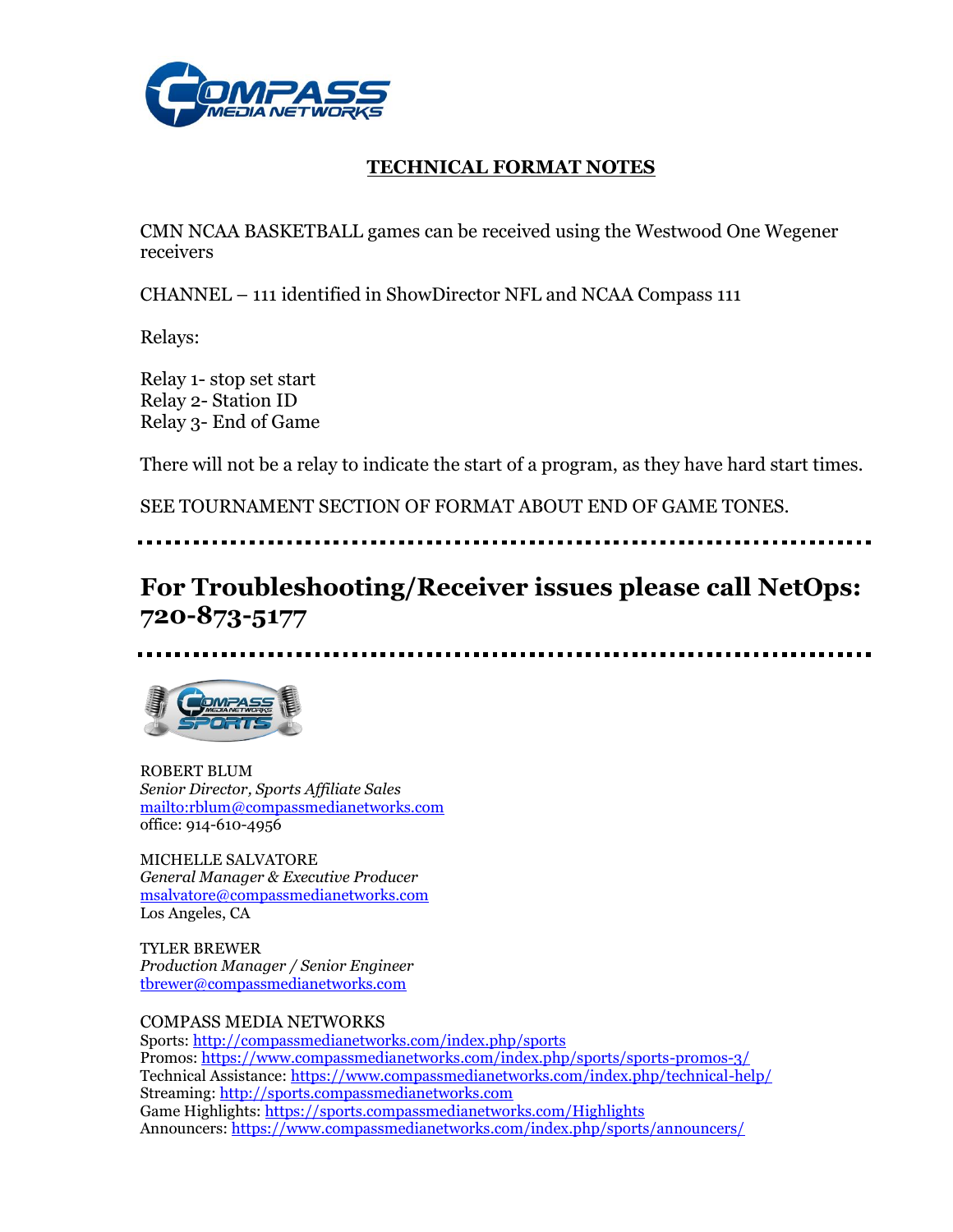## TECHNICAL FORMAT NOTES

CMN NCAA BASKETBALL games can be received using the Westwood One Wegener receivers

CHANNEL – 111 identified in ShowDirector NFL and NCAA Compass 111

Relays:

Relay 1- stop set start
Relay 2- Station ID
Relay 3- End of Game

There will not be a relay to indicate the start of a program, as they have hard start times.

SEE TOURNAMENT SECTION OF FORMAT ABOUT END OF GAME TONES.

---

# For Troubleshooting/Receiver issues please call NetOps: 720-873-5177

---

ROBERT BLUM
*Senior Director, Sports Affiliate Sales*
mailto:rblum@compassmedianetworks.com
office: 914-610-4956

MICHELLE SALVATORE
*General Manager & Executive Producer*
msalvatore@compassmedianetworks.com
Los Angeles, CA

TYLER BREWER
*Production Manager / Senior Engineer*
tbrewer@compassmedianetworks.com

COMPASS MEDIA NETWORKS
Sports: http://compassmedianetworks.com/index.php/sports
Promos: https://www.compassmedianetworks.com/index.php/sports/sports-promos-3/
Technical Assistance: https://www.compassmedianetworks.com/index.php/technical-help/
Streaming: http://sports.compassmedianetworks.com
Game Highlights: https://sports.compassmedianetworks.com/Highlights
Announcers: https://www.compassmedianetworks.com/index.php/sports/announcers/